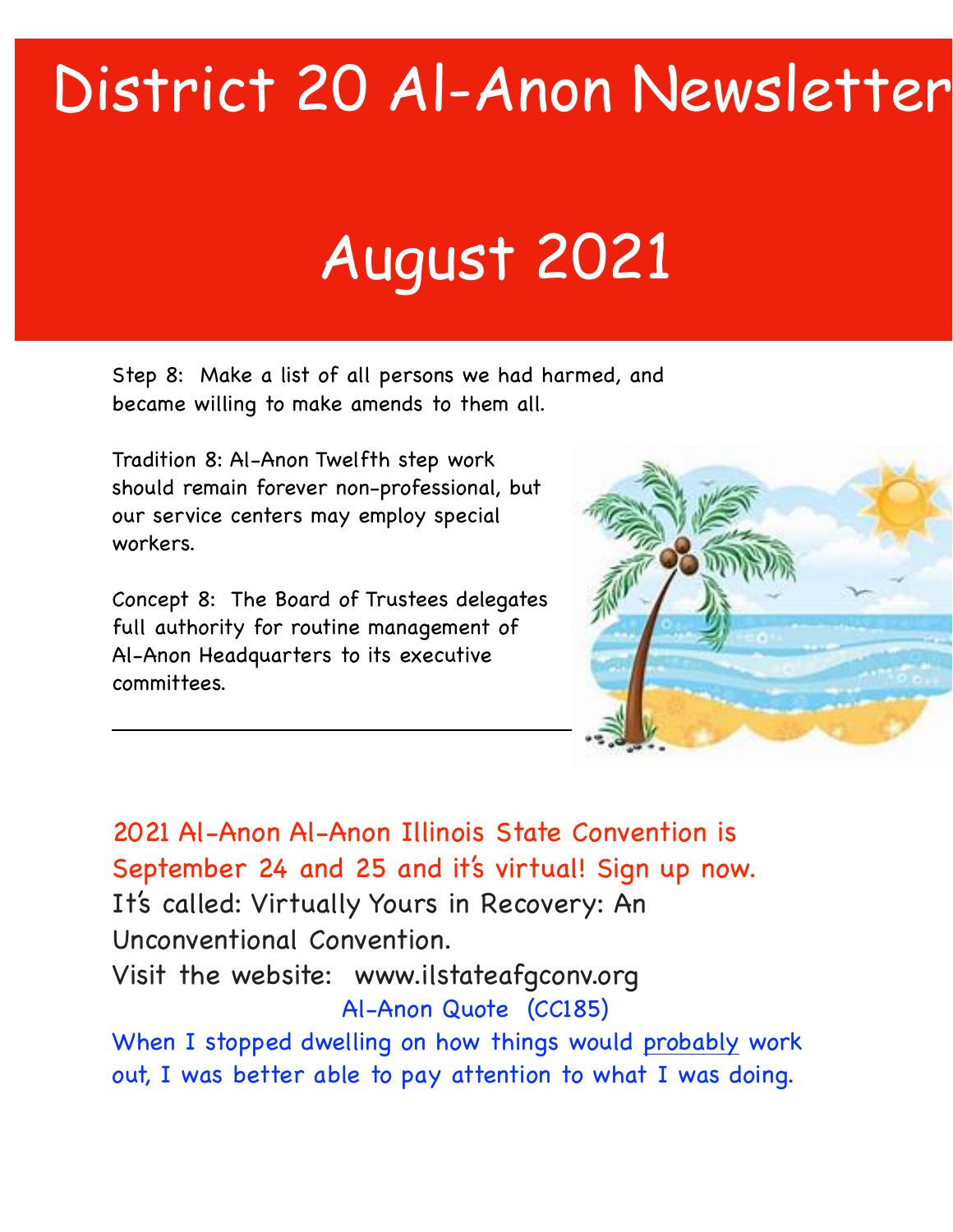# District 20 Al-Anon Newsletter

# August 2021

Step 8: Make a list of all persons we had harmed, and became willing to make amends to them all.

Tradition 8: Al-Anon Twelfth step work should remain forever non-professional, but our service centers may employ special workers.

Concept 8: The Board of Trustees delegates full authority for routine management of Al-Anon Headquarters to its executive committees.

---

2021 Al-Anon Al-Anon Illinois State Convention is September 24 and 25 and it's virtual! Sign up now.

It's called: Virtually Yours in Recovery: An Unconventional Convention.

Visit the website: www.ilstateafgconv.org

Al-Anon Quote (CC185)

When I stopped dwelling on how things would probably work out, I was better able to pay attention to what I was doing.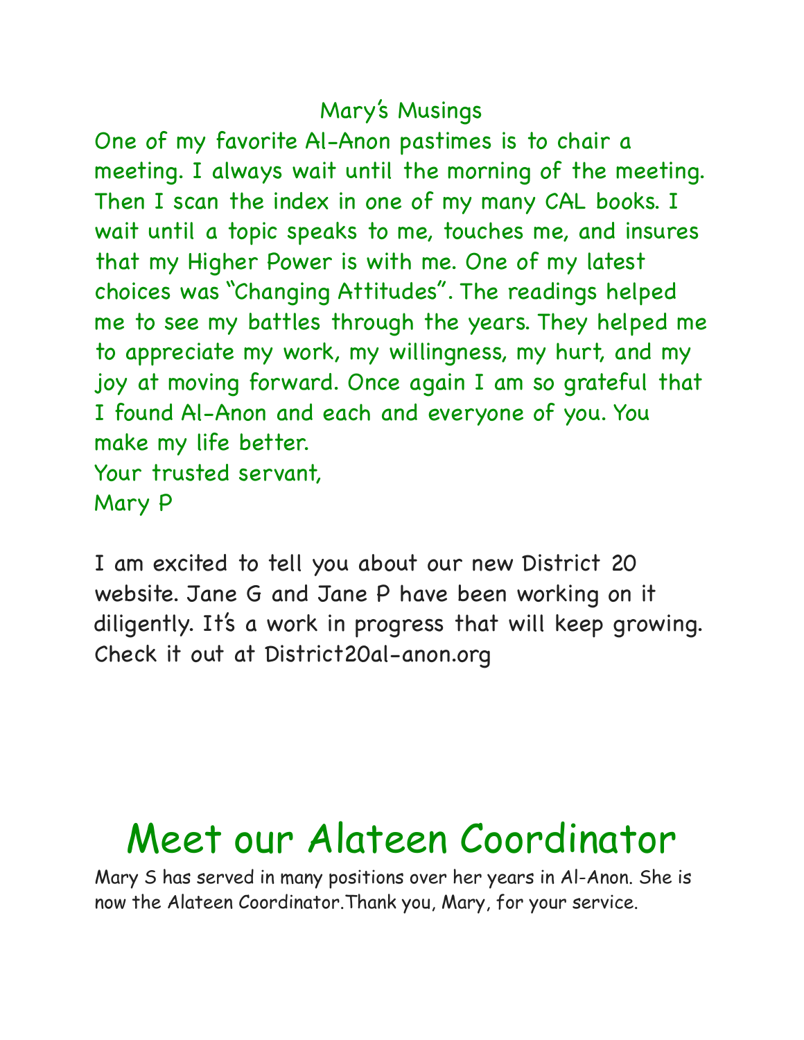## Mary's Musings

One of my favorite Al-Anon pastimes is to chair a meeting. I always wait until the morning of the meeting. Then I scan the index in one of my many CAL books. I wait until a topic speaks to me, touches me, and insures that my Higher Power is with me. One of my latest choices was "Changing Attitudes". The readings helped me to see my battles through the years. They helped me to appreciate my work, my willingness, my hurt, and my joy at moving forward. Once again I am so grateful that I found Al-Anon and each and everyone of you. You make my life better.

Your trusted servant,
Mary P

I am excited to tell you about our new District 20 website. Jane G and Jane P have been working on it diligently. It's a work in progress that will keep growing. Check it out at District20al-anon.org

# Meet our Alateen Coordinator

Mary S has served in many positions over her years in Al-Anon. She is now the Alateen Coordinator.Thank you, Mary, for your service.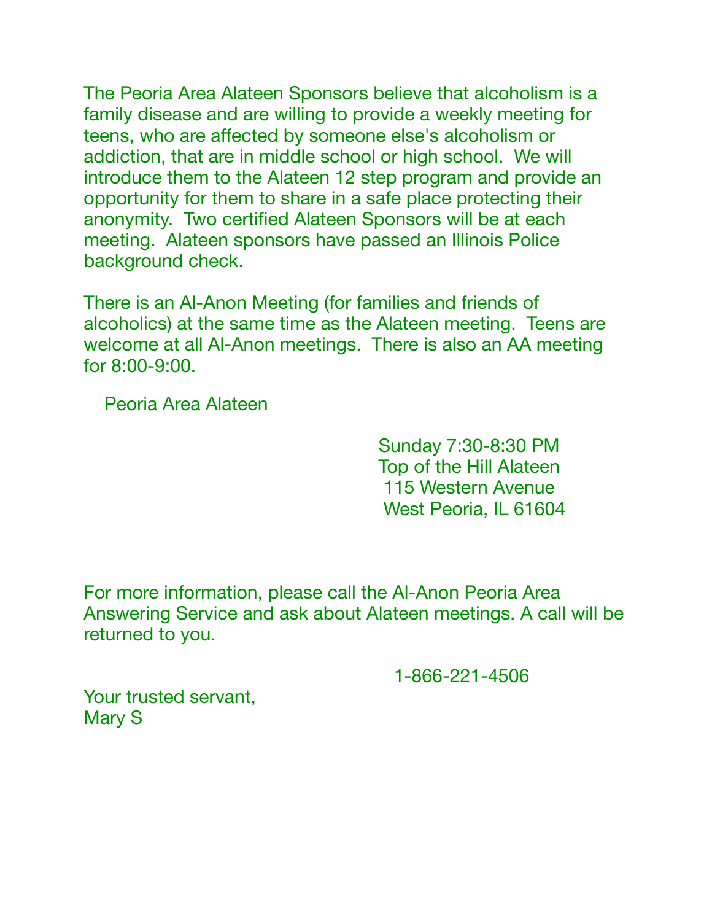The Peoria Area Alateen Sponsors believe that alcoholism is a family disease and are willing to provide a weekly meeting for teens, who are affected by someone else's alcoholism or addiction, that are in middle school or high school. We will introduce them to the Alateen 12 step program and provide an opportunity for them to share in a safe place protecting their anonymity. Two certified Alateen Sponsors will be at each meeting. Alateen sponsors have passed an Illinois Police background check.

There is an Al-Anon Meeting (for families and friends of alcoholics) at the same time as the Alateen meeting. Teens are welcome at all Al-Anon meetings. There is also an AA meeting for 8:00-9:00.

Peoria Area Alateen

Sunday 7:30-8:30 PM
Top of the Hill Alateen
115 Western Avenue
West Peoria, IL 61604

For more information, please call the Al-Anon Peoria Area Answering Service and ask about Alateen meetings. A call will be returned to you.

1-866-221-4506

Your trusted servant,
Mary S